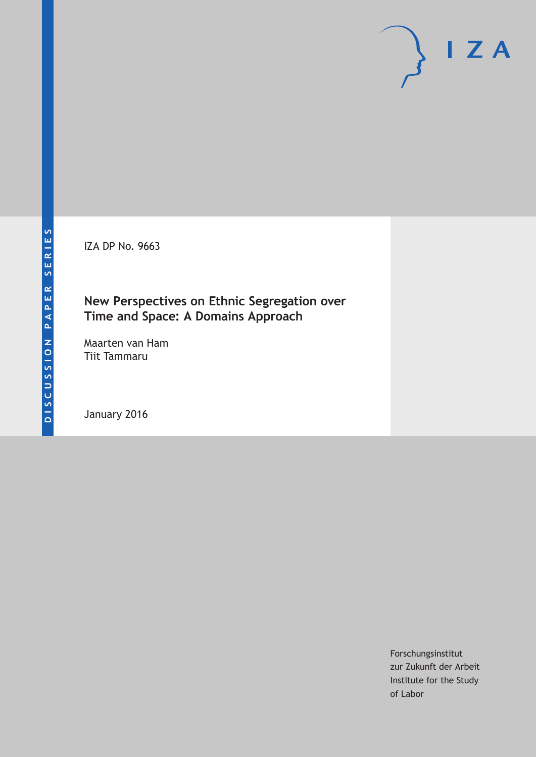DISCUSSION PAPER SERIES

IZA DP No. 9663

# New Perspectives on Ethnic Segregation over Time and Space: A Domains Approach

Maarten van Ham
Tiit Tammaru

January 2016

Forschungsinstitut
zur Zukunft der Arbeit
Institute for the Study
of Labor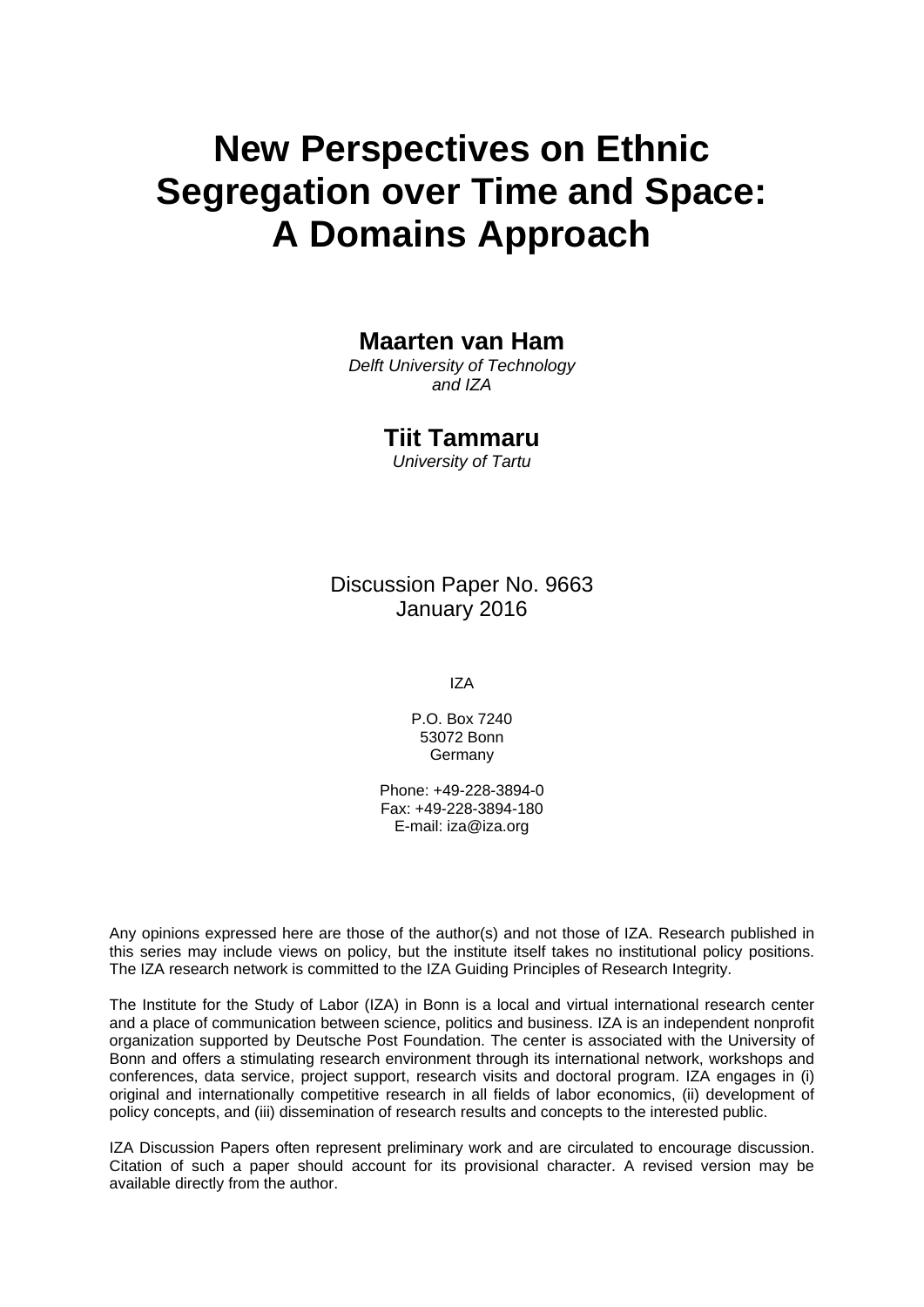# New Perspectives on Ethnic Segregation over Time and Space: A Domains Approach

**Maarten van Ham**

*Delft University of Technology and IZA*

**Tiit Tammaru**

*University of Tartu*

Discussion Paper No. 9663
January 2016

IZA

P.O. Box 7240
53072 Bonn
Germany

Phone: +49-228-3894-0
Fax: +49-228-3894-180
E-mail: iza@iza.org

Any opinions expressed here are those of the author(s) and not those of IZA. Research published in this series may include views on policy, but the institute itself takes no institutional policy positions. The IZA research network is committed to the IZA Guiding Principles of Research Integrity.

The Institute for the Study of Labor (IZA) in Bonn is a local and virtual international research center and a place of communication between science, politics and business. IZA is an independent nonprofit organization supported by Deutsche Post Foundation. The center is associated with the University of Bonn and offers a stimulating research environment through its international network, workshops and conferences, data service, project support, research visits and doctoral program. IZA engages in (i) original and internationally competitive research in all fields of labor economics, (ii) development of policy concepts, and (iii) dissemination of research results and concepts to the interested public.

IZA Discussion Papers often represent preliminary work and are circulated to encourage discussion. Citation of such a paper should account for its provisional character. A revised version may be available directly from the author.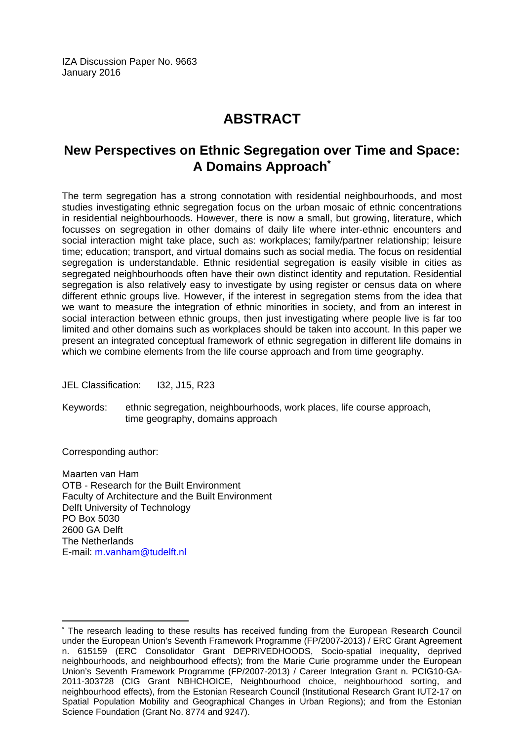IZA Discussion Paper No. 9663
January 2016

# ABSTRACT

## New Perspectives on Ethnic Segregation over Time and Space: A Domains Approach*

The term segregation has a strong connotation with residential neighbourhoods, and most studies investigating ethnic segregation focus on the urban mosaic of ethnic concentrations in residential neighbourhoods. However, there is now a small, but growing, literature, which focusses on segregation in other domains of daily life where inter-ethnic encounters and social interaction might take place, such as: workplaces; family/partner relationship; leisure time; education; transport, and virtual domains such as social media. The focus on residential segregation is understandable. Ethnic residential segregation is easily visible in cities as segregated neighbourhoods often have their own distinct identity and reputation. Residential segregation is also relatively easy to investigate by using register or census data on where different ethnic groups live. However, if the interest in segregation stems from the idea that we want to measure the integration of ethnic minorities in society, and from an interest in social interaction between ethnic groups, then just investigating where people live is far too limited and other domains such as workplaces should be taken into account. In this paper we present an integrated conceptual framework of ethnic segregation in different life domains in which we combine elements from the life course approach and from time geography.

JEL Classification: I32, J15, R23

Keywords: ethnic segregation, neighbourhoods, work places, life course approach, time geography, domains approach

Corresponding author:

Maarten van Ham
OTB - Research for the Built Environment
Faculty of Architecture and the Built Environment
Delft University of Technology
PO Box 5030
2600 GA Delft
The Netherlands
E-mail: m.vanham@tudelft.nl

---

* The research leading to these results has received funding from the European Research Council under the European Union's Seventh Framework Programme (FP/2007-2013) / ERC Grant Agreement n. 615159 (ERC Consolidator Grant DEPRIVEDHOODS, Socio-spatial inequality, deprived neighbourhoods, and neighbourhood effects); from the Marie Curie programme under the European Union's Seventh Framework Programme (FP/2007-2013) / Career Integration Grant n. PCIG10-GA-2011-303728 (CIG Grant NBHCHOICE, Neighbourhood choice, neighbourhood sorting, and neighbourhood effects), from the Estonian Research Council (Institutional Research Grant IUT2-17 on Spatial Population Mobility and Geographical Changes in Urban Regions); and from the Estonian Science Foundation (Grant No. 8774 and 9247).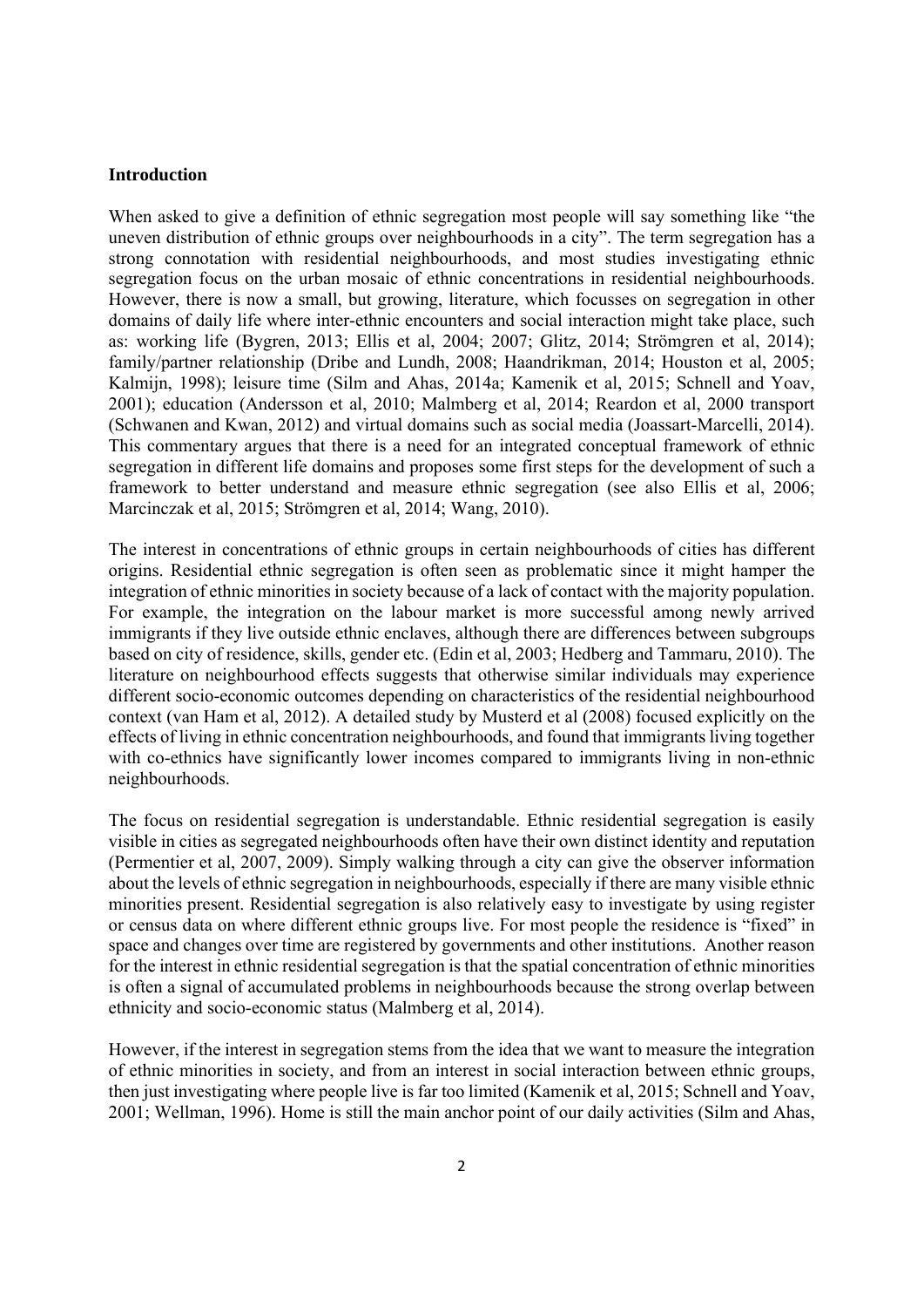## Introduction

When asked to give a definition of ethnic segregation most people will say something like "the uneven distribution of ethnic groups over neighbourhoods in a city". The term segregation has a strong connotation with residential neighbourhoods, and most studies investigating ethnic segregation focus on the urban mosaic of ethnic concentrations in residential neighbourhoods. However, there is now a small, but growing, literature, which focusses on segregation in other domains of daily life where inter-ethnic encounters and social interaction might take place, such as: working life (Bygren, 2013; Ellis et al, 2004; 2007; Glitz, 2014; Strömgren et al, 2014); family/partner relationship (Dribe and Lundh, 2008; Haandrikman, 2014; Houston et al, 2005; Kalmijn, 1998); leisure time (Silm and Ahas, 2014a; Kamenik et al, 2015; Schnell and Yoav, 2001); education (Andersson et al, 2010; Malmberg et al, 2014; Reardon et al, 2000 transport (Schwanen and Kwan, 2012) and virtual domains such as social media (Joassart-Marcelli, 2014). This commentary argues that there is a need for an integrated conceptual framework of ethnic segregation in different life domains and proposes some first steps for the development of such a framework to better understand and measure ethnic segregation (see also Ellis et al, 2006; Marcinczak et al, 2015; Strömgren et al, 2014; Wang, 2010).

The interest in concentrations of ethnic groups in certain neighbourhoods of cities has different origins. Residential ethnic segregation is often seen as problematic since it might hamper the integration of ethnic minorities in society because of a lack of contact with the majority population. For example, the integration on the labour market is more successful among newly arrived immigrants if they live outside ethnic enclaves, although there are differences between subgroups based on city of residence, skills, gender etc. (Edin et al, 2003; Hedberg and Tammaru, 2010). The literature on neighbourhood effects suggests that otherwise similar individuals may experience different socio-economic outcomes depending on characteristics of the residential neighbourhood context (van Ham et al, 2012). A detailed study by Musterd et al (2008) focused explicitly on the effects of living in ethnic concentration neighbourhoods, and found that immigrants living together with co-ethnics have significantly lower incomes compared to immigrants living in non-ethnic neighbourhoods.

The focus on residential segregation is understandable. Ethnic residential segregation is easily visible in cities as segregated neighbourhoods often have their own distinct identity and reputation (Permentier et al, 2007, 2009). Simply walking through a city can give the observer information about the levels of ethnic segregation in neighbourhoods, especially if there are many visible ethnic minorities present. Residential segregation is also relatively easy to investigate by using register or census data on where different ethnic groups live. For most people the residence is "fixed" in space and changes over time are registered by governments and other institutions. Another reason for the interest in ethnic residential segregation is that the spatial concentration of ethnic minorities is often a signal of accumulated problems in neighbourhoods because the strong overlap between ethnicity and socio-economic status (Malmberg et al, 2014).

However, if the interest in segregation stems from the idea that we want to measure the integration of ethnic minorities in society, and from an interest in social interaction between ethnic groups, then just investigating where people live is far too limited (Kamenik et al, 2015; Schnell and Yoav, 2001; Wellman, 1996). Home is still the main anchor point of our daily activities (Silm and Ahas,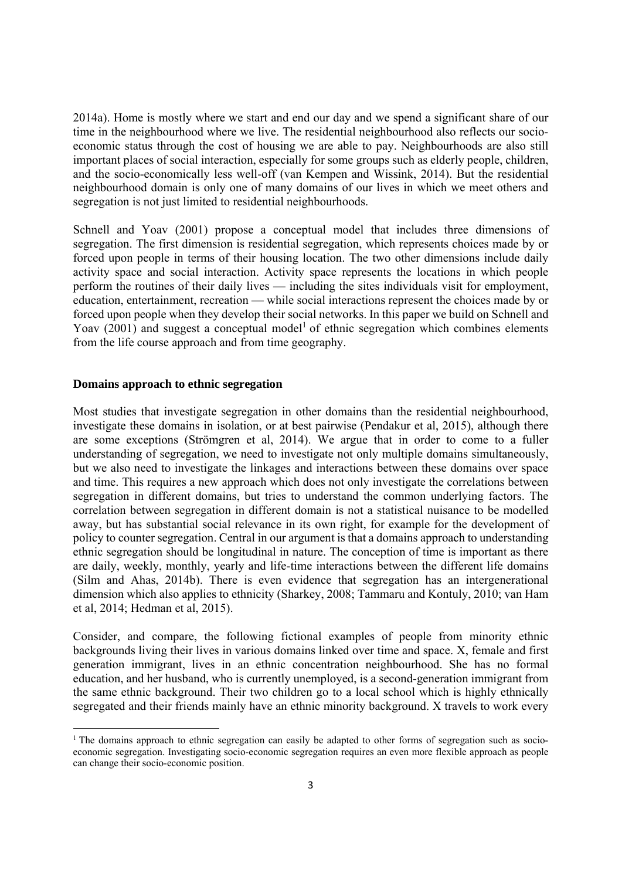2014a). Home is mostly where we start and end our day and we spend a significant share of our time in the neighbourhood where we live. The residential neighbourhood also reflects our socio-economic status through the cost of housing we are able to pay. Neighbourhoods are also still important places of social interaction, especially for some groups such as elderly people, children, and the socio-economically less well-off (van Kempen and Wissink, 2014). But the residential neighbourhood domain is only one of many domains of our lives in which we meet others and segregation is not just limited to residential neighbourhoods.

Schnell and Yoav (2001) propose a conceptual model that includes three dimensions of segregation. The first dimension is residential segregation, which represents choices made by or forced upon people in terms of their housing location. The two other dimensions include daily activity space and social interaction. Activity space represents the locations in which people perform the routines of their daily lives — including the sites individuals visit for employment, education, entertainment, recreation — while social interactions represent the choices made by or forced upon people when they develop their social networks. In this paper we build on Schnell and Yoav (2001) and suggest a conceptual model[1] of ethnic segregation which combines elements from the life course approach and from time geography.

## Domains approach to ethnic segregation

Most studies that investigate segregation in other domains than the residential neighbourhood, investigate these domains in isolation, or at best pairwise (Pendakur et al, 2015), although there are some exceptions (Strömgren et al, 2014). We argue that in order to come to a fuller understanding of segregation, we need to investigate not only multiple domains simultaneously, but we also need to investigate the linkages and interactions between these domains over space and time. This requires a new approach which does not only investigate the correlations between segregation in different domains, but tries to understand the common underlying factors. The correlation between segregation in different domain is not a statistical nuisance to be modelled away, but has substantial social relevance in its own right, for example for the development of policy to counter segregation. Central in our argument is that a domains approach to understanding ethnic segregation should be longitudinal in nature. The conception of time is important as there are daily, weekly, monthly, yearly and life-time interactions between the different life domains (Silm and Ahas, 2014b). There is even evidence that segregation has an intergenerational dimension which also applies to ethnicity (Sharkey, 2008; Tammaru and Kontuly, 2010; van Ham et al, 2014; Hedman et al, 2015).

Consider, and compare, the following fictional examples of people from minority ethnic backgrounds living their lives in various domains linked over time and space. X, female and first generation immigrant, lives in an ethnic concentration neighbourhood. She has no formal education, and her husband, who is currently unemployed, is a second-generation immigrant from the same ethnic background. Their two children go to a local school which is highly ethnically segregated and their friends mainly have an ethnic minority background. X travels to work every

[1] The domains approach to ethnic segregation can easily be adapted to other forms of segregation such as socio-economic segregation. Investigating socio-economic segregation requires an even more flexible approach as people can change their socio-economic position.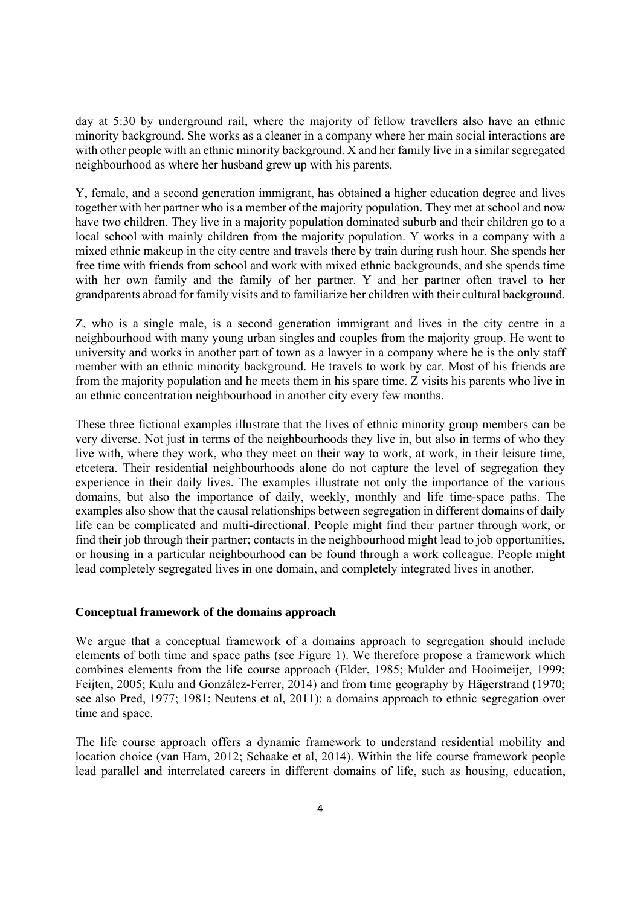day at 5:30 by underground rail, where the majority of fellow travellers also have an ethnic minority background. She works as a cleaner in a company where her main social interactions are with other people with an ethnic minority background. X and her family live in a similar segregated neighbourhood as where her husband grew up with his parents.

Y, female, and a second generation immigrant, has obtained a higher education degree and lives together with her partner who is a member of the majority population. They met at school and now have two children. They live in a majority population dominated suburb and their children go to a local school with mainly children from the majority population. Y works in a company with a mixed ethnic makeup in the city centre and travels there by train during rush hour. She spends her free time with friends from school and work with mixed ethnic backgrounds, and she spends time with her own family and the family of her partner. Y and her partner often travel to her grandparents abroad for family visits and to familiarize her children with their cultural background.

Z, who is a single male, is a second generation immigrant and lives in the city centre in a neighbourhood with many young urban singles and couples from the majority group. He went to university and works in another part of town as a lawyer in a company where he is the only staff member with an ethnic minority background. He travels to work by car. Most of his friends are from the majority population and he meets them in his spare time. Z visits his parents who live in an ethnic concentration neighbourhood in another city every few months.

These three fictional examples illustrate that the lives of ethnic minority group members can be very diverse. Not just in terms of the neighbourhoods they live in, but also in terms of who they live with, where they work, who they meet on their way to work, at work, in their leisure time, etcetera. Their residential neighbourhoods alone do not capture the level of segregation they experience in their daily lives. The examples illustrate not only the importance of the various domains, but also the importance of daily, weekly, monthly and life time-space paths. The examples also show that the causal relationships between segregation in different domains of daily life can be complicated and multi-directional. People might find their partner through work, or find their job through their partner; contacts in the neighbourhood might lead to job opportunities, or housing in a particular neighbourhood can be found through a work colleague. People might lead completely segregated lives in one domain, and completely integrated lives in another.

## Conceptual framework of the domains approach

We argue that a conceptual framework of a domains approach to segregation should include elements of both time and space paths (see Figure 1). We therefore propose a framework which combines elements from the life course approach (Elder, 1985; Mulder and Hooimeijer, 1999; Feijten, 2005; Kulu and González-Ferrer, 2014) and from time geography by Hägerstrand (1970; see also Pred, 1977; 1981; Neutens et al, 2011): a domains approach to ethnic segregation over time and space.

The life course approach offers a dynamic framework to understand residential mobility and location choice (van Ham, 2012; Schaake et al, 2014). Within the life course framework people lead parallel and interrelated careers in different domains of life, such as housing, education,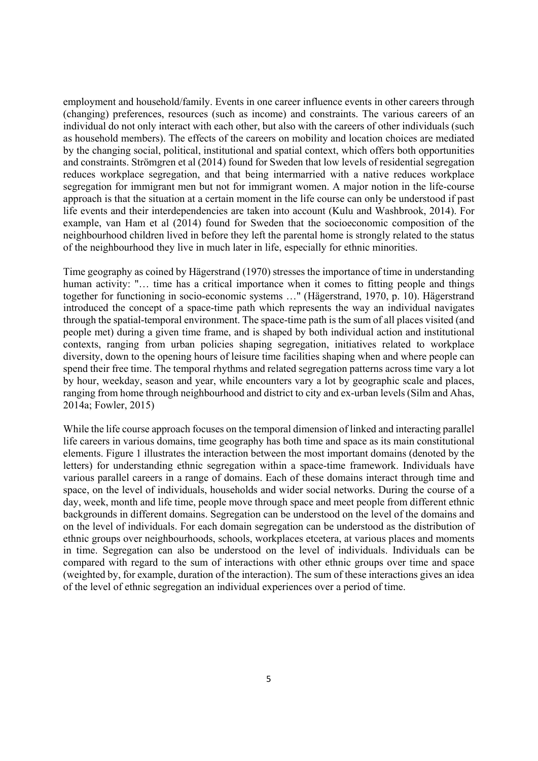employment and household/family. Events in one career influence events in other careers through (changing) preferences, resources (such as income) and constraints. The various careers of an individual do not only interact with each other, but also with the careers of other individuals (such as household members). The effects of the careers on mobility and location choices are mediated by the changing social, political, institutional and spatial context, which offers both opportunities and constraints. Strömgren et al (2014) found for Sweden that low levels of residential segregation reduces workplace segregation, and that being intermarried with a native reduces workplace segregation for immigrant men but not for immigrant women. A major notion in the life-course approach is that the situation at a certain moment in the life course can only be understood if past life events and their interdependencies are taken into account (Kulu and Washbrook, 2014). For example, van Ham et al (2014) found for Sweden that the socioeconomic composition of the neighbourhood children lived in before they left the parental home is strongly related to the status of the neighbourhood they live in much later in life, especially for ethnic minorities.

Time geography as coined by Hägerstrand (1970) stresses the importance of time in understanding human activity: "… time has a critical importance when it comes to fitting people and things together for functioning in socio-economic systems …" (Hägerstrand, 1970, p. 10). Hägerstrand introduced the concept of a space-time path which represents the way an individual navigates through the spatial-temporal environment. The space-time path is the sum of all places visited (and people met) during a given time frame, and is shaped by both individual action and institutional contexts, ranging from urban policies shaping segregation, initiatives related to workplace diversity, down to the opening hours of leisure time facilities shaping when and where people can spend their free time. The temporal rhythms and related segregation patterns across time vary a lot by hour, weekday, season and year, while encounters vary a lot by geographic scale and places, ranging from home through neighbourhood and district to city and ex-urban levels (Silm and Ahas, 2014a; Fowler, 2015)

While the life course approach focuses on the temporal dimension of linked and interacting parallel life careers in various domains, time geography has both time and space as its main constitutional elements. Figure 1 illustrates the interaction between the most important domains (denoted by the letters) for understanding ethnic segregation within a space-time framework. Individuals have various parallel careers in a range of domains. Each of these domains interact through time and space, on the level of individuals, households and wider social networks. During the course of a day, week, month and life time, people move through space and meet people from different ethnic backgrounds in different domains. Segregation can be understood on the level of the domains and on the level of individuals. For each domain segregation can be understood as the distribution of ethnic groups over neighbourhoods, schools, workplaces etcetera, at various places and moments in time. Segregation can also be understood on the level of individuals. Individuals can be compared with regard to the sum of interactions with other ethnic groups over time and space (weighted by, for example, duration of the interaction). The sum of these interactions gives an idea of the level of ethnic segregation an individual experiences over a period of time.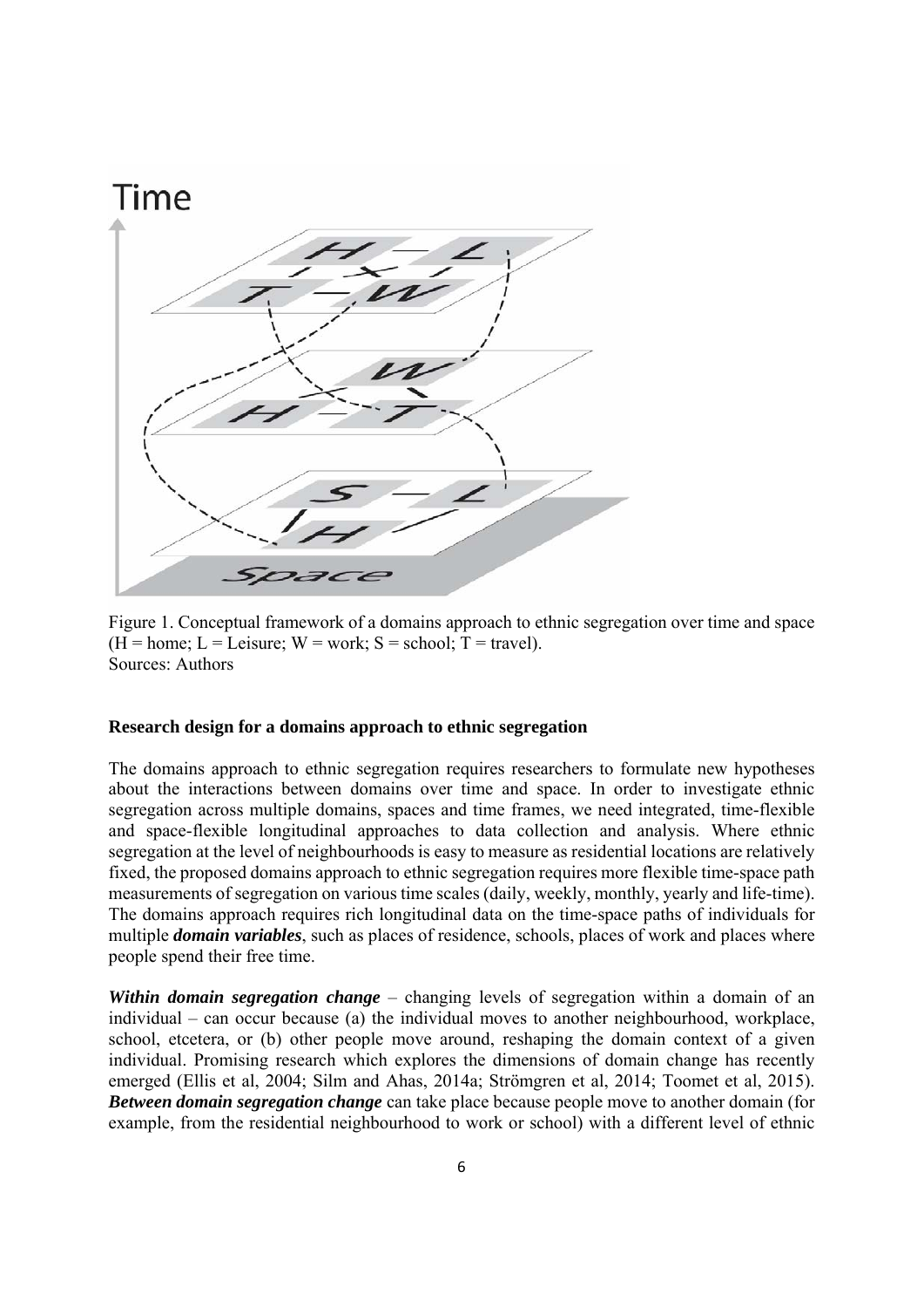Figure 1. Conceptual framework of a domains approach to ethnic segregation over time and space (H = home; L = Leisure; W = work; S = school; T = travel).
Sources: Authors

### Research design for a domains approach to ethnic segregation

The domains approach to ethnic segregation requires researchers to formulate new hypotheses about the interactions between domains over time and space. In order to investigate ethnic segregation across multiple domains, spaces and time frames, we need integrated, time-flexible and space-flexible longitudinal approaches to data collection and analysis. Where ethnic segregation at the level of neighbourhoods is easy to measure as residential locations are relatively fixed, the proposed domains approach to ethnic segregation requires more flexible time-space path measurements of segregation on various time scales (daily, weekly, monthly, yearly and life-time). The domains approach requires rich longitudinal data on the time-space paths of individuals for multiple ***domain variables***, such as places of residence, schools, places of work and places where people spend their free time.

***Within domain segregation change*** – changing levels of segregation within a domain of an individual – can occur because (a) the individual moves to another neighbourhood, workplace, school, etcetera, or (b) other people move around, reshaping the domain context of a given individual. Promising research which explores the dimensions of domain change has recently emerged (Ellis et al, 2004; Silm and Ahas, 2014a; Strömgren et al, 2014; Toomet et al, 2015). ***Between domain segregation change*** can take place because people move to another domain (for example, from the residential neighbourhood to work or school) with a different level of ethnic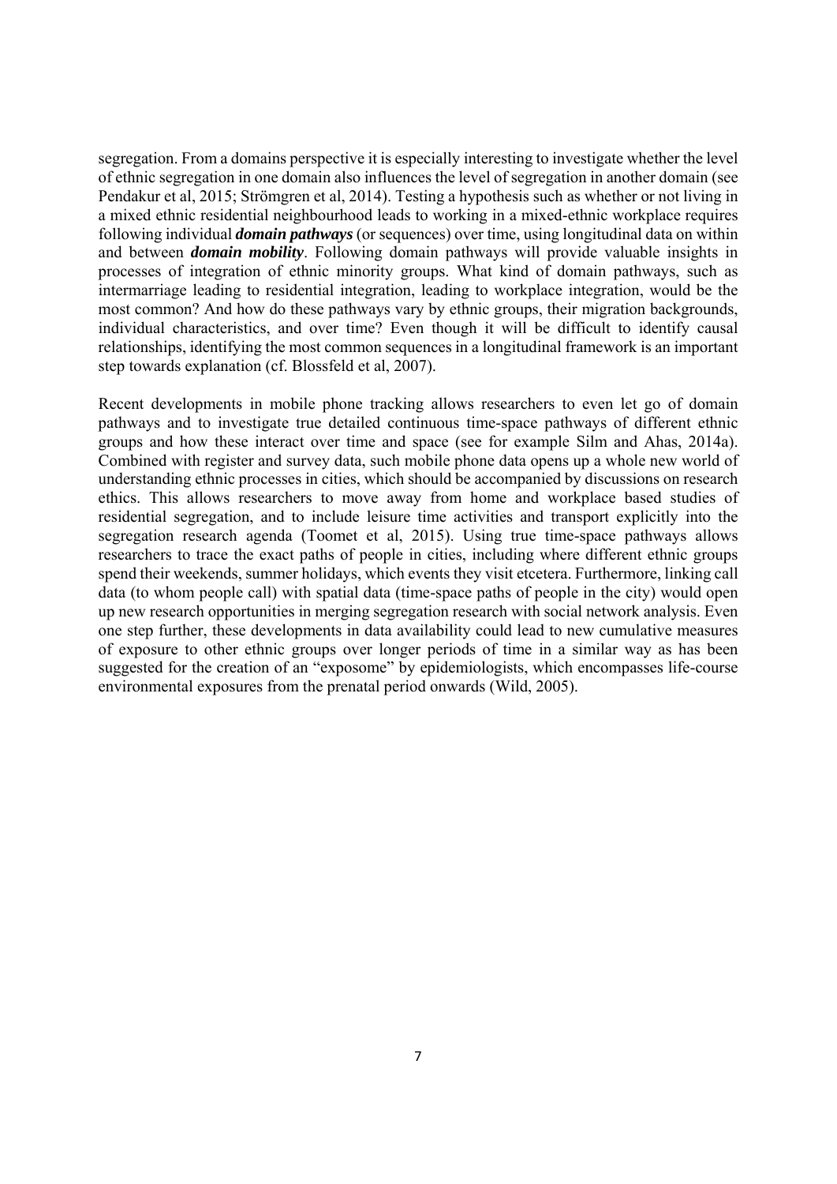segregation. From a domains perspective it is especially interesting to investigate whether the level of ethnic segregation in one domain also influences the level of segregation in another domain (see Pendakur et al, 2015; Strömgren et al, 2014). Testing a hypothesis such as whether or not living in a mixed ethnic residential neighbourhood leads to working in a mixed-ethnic workplace requires following individual ***domain pathways*** (or sequences) over time, using longitudinal data on within and between ***domain mobility***. Following domain pathways will provide valuable insights in processes of integration of ethnic minority groups. What kind of domain pathways, such as intermarriage leading to residential integration, leading to workplace integration, would be the most common? And how do these pathways vary by ethnic groups, their migration backgrounds, individual characteristics, and over time? Even though it will be difficult to identify causal relationships, identifying the most common sequences in a longitudinal framework is an important step towards explanation (cf. Blossfeld et al, 2007).

Recent developments in mobile phone tracking allows researchers to even let go of domain pathways and to investigate true detailed continuous time-space pathways of different ethnic groups and how these interact over time and space (see for example Silm and Ahas, 2014a). Combined with register and survey data, such mobile phone data opens up a whole new world of understanding ethnic processes in cities, which should be accompanied by discussions on research ethics. This allows researchers to move away from home and workplace based studies of residential segregation, and to include leisure time activities and transport explicitly into the segregation research agenda (Toomet et al, 2015). Using true time-space pathways allows researchers to trace the exact paths of people in cities, including where different ethnic groups spend their weekends, summer holidays, which events they visit etcetera. Furthermore, linking call data (to whom people call) with spatial data (time-space paths of people in the city) would open up new research opportunities in merging segregation research with social network analysis. Even one step further, these developments in data availability could lead to new cumulative measures of exposure to other ethnic groups over longer periods of time in a similar way as has been suggested for the creation of an "exposome" by epidemiologists, which encompasses life-course environmental exposures from the prenatal period onwards (Wild, 2005).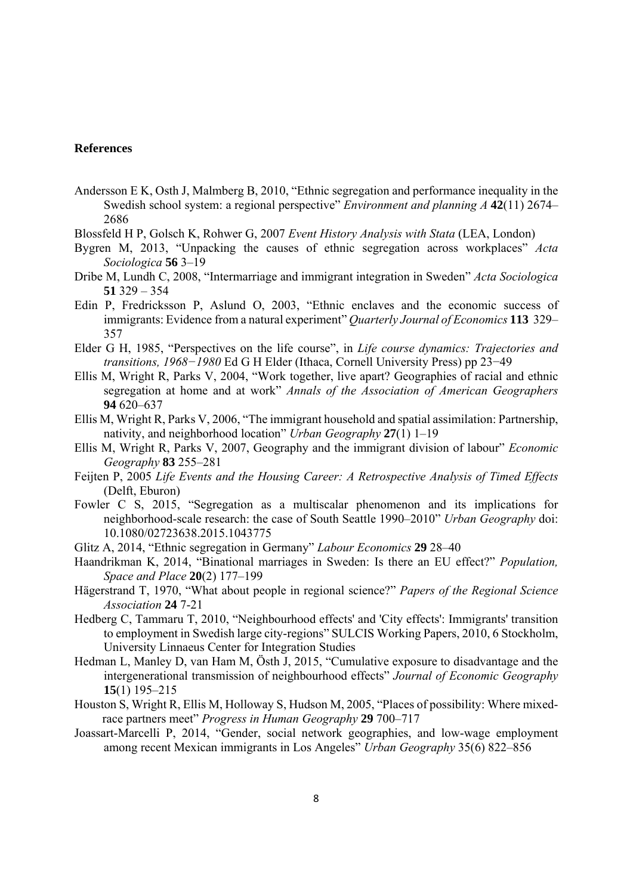**References**

Andersson E K, Osth J, Malmberg B, 2010, "Ethnic segregation and performance inequality in the Swedish school system: a regional perspective" *Environment and planning A* **42**(11) 2674–2686

Blossfeld H P, Golsch K, Rohwer G, 2007 *Event History Analysis with Stata* (LEA, London)

Bygren M, 2013, "Unpacking the causes of ethnic segregation across workplaces" *Acta Sociologica* **56** 3–19

Dribe M, Lundh C, 2008, "Intermarriage and immigrant integration in Sweden" *Acta Sociologica* **51** 329 – 354

Edin P, Fredricksson P, Aslund O, 2003, "Ethnic enclaves and the economic success of immigrants: Evidence from a natural experiment" *Quarterly Journal of Economics* **113** 329–357

Elder G H, 1985, "Perspectives on the life course", in *Life course dynamics: Trajectories and transitions, 1968−1980* Ed G H Elder (Ithaca, Cornell University Press) pp 23−49

Ellis M, Wright R, Parks V, 2004, "Work together, live apart? Geographies of racial and ethnic segregation at home and at work" *Annals of the Association of American Geographers* **94** 620–637

Ellis M, Wright R, Parks V, 2006, "The immigrant household and spatial assimilation: Partnership, nativity, and neighborhood location" *Urban Geography* **27**(1) 1–19

Ellis M, Wright R, Parks V, 2007, Geography and the immigrant division of labour" *Economic Geography* **83** 255–281

Feijten P, 2005 *Life Events and the Housing Career: A Retrospective Analysis of Timed Effects* (Delft, Eburon)

Fowler C S, 2015, "Segregation as a multiscalar phenomenon and its implications for neighborhood-scale research: the case of South Seattle 1990–2010" *Urban Geography* doi: 10.1080/02723638.2015.1043775

Glitz A, 2014, "Ethnic segregation in Germany" *Labour Economics* **29** 28–40

Haandrikman K, 2014, "Binational marriages in Sweden: Is there an EU effect?" *Population, Space and Place* **20**(2) 177–199

Hägerstrand T, 1970, "What about people in regional science?" *Papers of the Regional Science Association* **24** 7-21

Hedberg C, Tammaru T, 2010, "Neighbourhood effects' and 'City effects': Immigrants' transition to employment in Swedish large city-regions" SULCIS Working Papers, 2010, 6 Stockholm, University Linnaeus Center for Integration Studies

Hedman L, Manley D, van Ham M, Östh J, 2015, "Cumulative exposure to disadvantage and the intergenerational transmission of neighbourhood effects" *Journal of Economic Geography* **15**(1) 195–215

Houston S, Wright R, Ellis M, Holloway S, Hudson M, 2005, "Places of possibility: Where mixed-race partners meet" *Progress in Human Geography* **29** 700–717

Joassart-Marcelli P, 2014, "Gender, social network geographies, and low-wage employment among recent Mexican immigrants in Los Angeles" *Urban Geography* 35(6) 822–856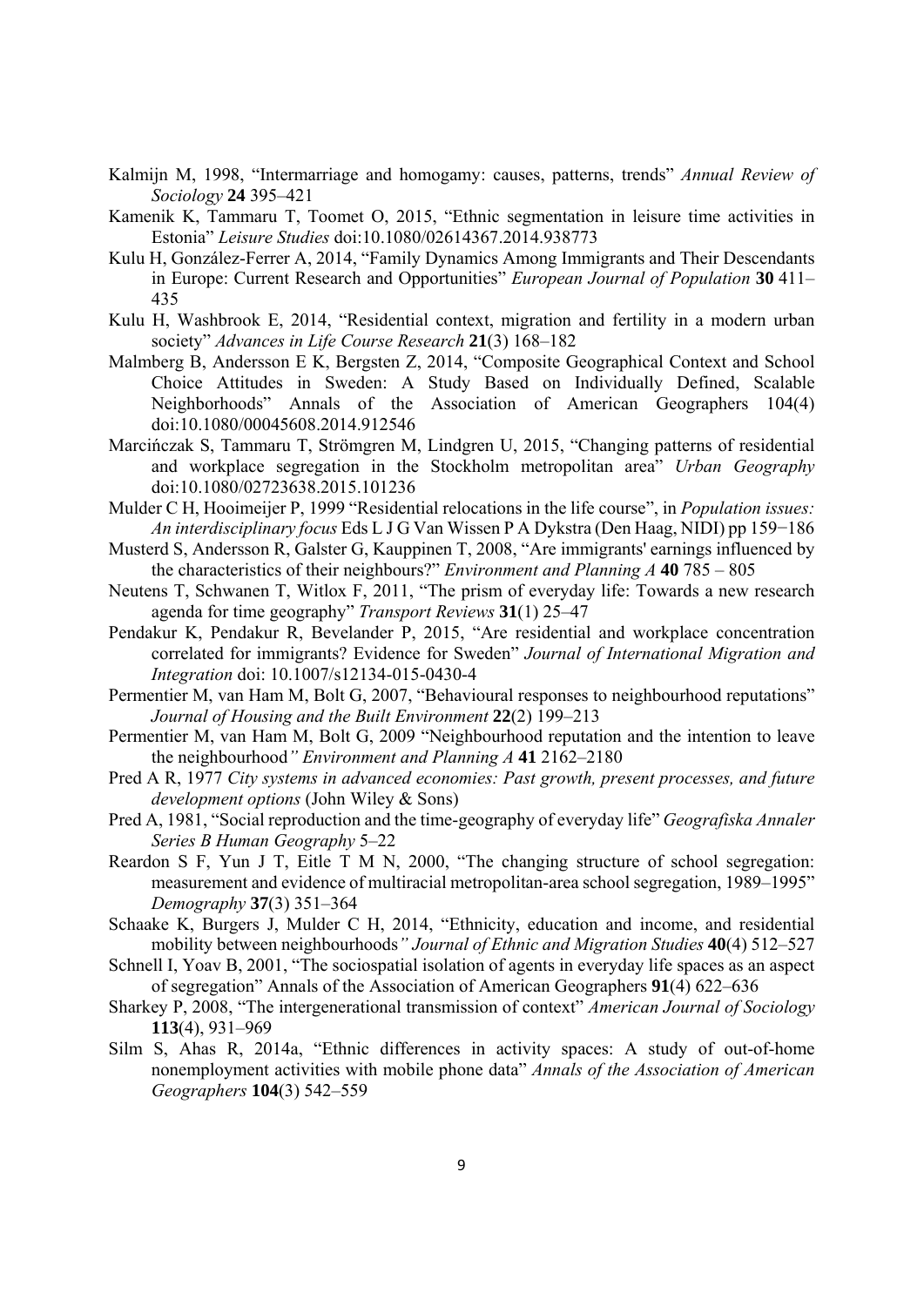Kalmijn M, 1998, "Intermarriage and homogamy: causes, patterns, trends" *Annual Review of Sociology* **24** 395–421

Kamenik K, Tammaru T, Toomet O, 2015, "Ethnic segmentation in leisure time activities in Estonia" *Leisure Studies* doi:10.1080/02614367.2014.938773

Kulu H, González-Ferrer A, 2014, "Family Dynamics Among Immigrants and Their Descendants in Europe: Current Research and Opportunities" *European Journal of Population* **30** 411–435

Kulu H, Washbrook E, 2014, "Residential context, migration and fertility in a modern urban society" *Advances in Life Course Research* **21**(3) 168–182

Malmberg B, Andersson E K, Bergsten Z, 2014, "Composite Geographical Context and School Choice Attitudes in Sweden: A Study Based on Individually Defined, Scalable Neighborhoods" Annals of the Association of American Geographers 104(4) doi:10.1080/00045608.2014.912546

Marcińczak S, Tammaru T, Strömgren M, Lindgren U, 2015, "Changing patterns of residential and workplace segregation in the Stockholm metropolitan area" *Urban Geography* doi:10.1080/02723638.2015.101236

Mulder C H, Hooimeijer P, 1999 "Residential relocations in the life course", in *Population issues: An interdisciplinary focus* Eds L J G Van Wissen P A Dykstra (Den Haag, NIDI) pp 159−186

Musterd S, Andersson R, Galster G, Kauppinen T, 2008, "Are immigrants' earnings influenced by the characteristics of their neighbours?" *Environment and Planning A* **40** 785 – 805

Neutens T, Schwanen T, Witlox F, 2011, "The prism of everyday life: Towards a new research agenda for time geography" *Transport Reviews* **31**(1) 25–47

Pendakur K, Pendakur R, Bevelander P, 2015, "Are residential and workplace concentration correlated for immigrants? Evidence for Sweden" *Journal of International Migration and Integration* doi: 10.1007/s12134-015-0430-4

Permentier M, van Ham M, Bolt G, 2007, "Behavioural responses to neighbourhood reputations" *Journal of Housing and the Built Environment* **22**(2) 199–213

Permentier M, van Ham M, Bolt G, 2009 "Neighbourhood reputation and the intention to leave the neighbourhood*" Environment and Planning A* **41** 2162–2180

Pred A R, 1977 *City systems in advanced economies: Past growth, present processes, and future development options* (John Wiley & Sons)

Pred A, 1981, "Social reproduction and the time-geography of everyday life" *Geografiska Annaler Series B Human Geography* 5–22

Reardon S F, Yun J T, Eitle T M N, 2000, "The changing structure of school segregation: measurement and evidence of multiracial metropolitan-area school segregation, 1989–1995" *Demography* **37**(3) 351–364

Schaake K, Burgers J, Mulder C H, 2014, "Ethnicity, education and income, and residential mobility between neighbourhoods*" Journal of Ethnic and Migration Studies* **40**(4) 512–527

Schnell I, Yoav B, 2001, "The sociospatial isolation of agents in everyday life spaces as an aspect of segregation" Annals of the Association of American Geographers **91**(4) 622–636

Sharkey P, 2008, "The intergenerational transmission of context" *American Journal of Sociology* **113**(4), 931–969

Silm S, Ahas R, 2014a, "Ethnic differences in activity spaces: A study of out-of-home nonemployment activities with mobile phone data" *Annals of the Association of American Geographers* **104**(3) 542–559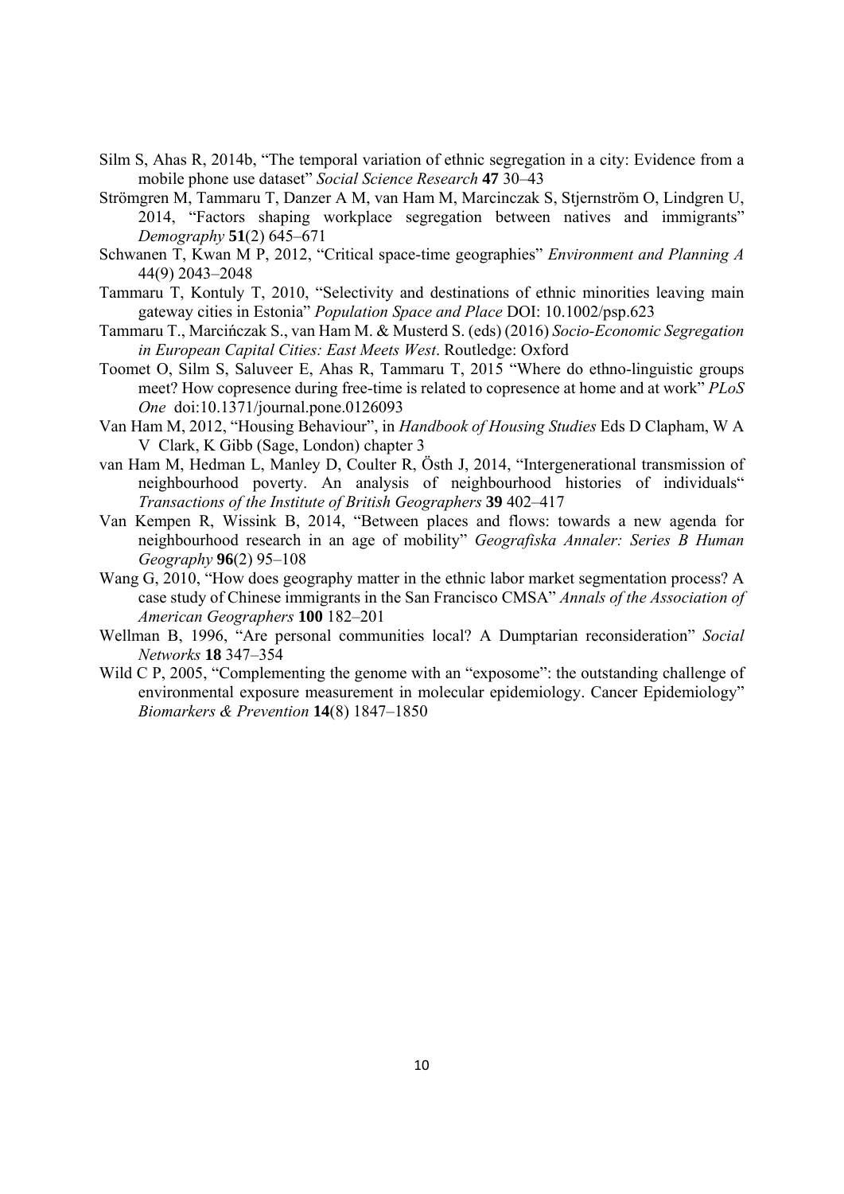Silm S, Ahas R, 2014b, “The temporal variation of ethnic segregation in a city: Evidence from a mobile phone use dataset” *Social Science Research* **47** 30–43

Strömgren M, Tammaru T, Danzer A M, van Ham M, Marcinczak S, Stjernström O, Lindgren U, 2014, “Factors shaping workplace segregation between natives and immigrants” *Demography* **51**(2) 645–671

Schwanen T, Kwan M P, 2012, “Critical space-time geographies” *Environment and Planning A* 44(9) 2043–2048

Tammaru T, Kontuly T, 2010, “Selectivity and destinations of ethnic minorities leaving main gateway cities in Estonia” *Population Space and Place* DOI: 10.1002/psp.623

Tammaru T., Marcińczak S., van Ham M. & Musterd S. (eds) (2016) *Socio-Economic Segregation in European Capital Cities: East Meets West*. Routledge: Oxford

Toomet O, Silm S, Saluveer E, Ahas R, Tammaru T, 2015 “Where do ethno-linguistic groups meet? How copresence during free-time is related to copresence at home and at work” *PLoS One* doi:10.1371/journal.pone.0126093

Van Ham M, 2012, “Housing Behaviour”, in *Handbook of Housing Studies* Eds D Clapham, W A V Clark, K Gibb (Sage, London) chapter 3

van Ham M, Hedman L, Manley D, Coulter R, Östh J, 2014, “Intergenerational transmission of neighbourhood poverty. An analysis of neighbourhood histories of individuals“ *Transactions of the Institute of British Geographers* **39** 402–417

Van Kempen R, Wissink B, 2014, “Between places and flows: towards a new agenda for neighbourhood research in an age of mobility” *Geografiska Annaler: Series B Human Geography* **96**(2) 95–108

Wang G, 2010, “How does geography matter in the ethnic labor market segmentation process? A case study of Chinese immigrants in the San Francisco CMSA” *Annals of the Association of American Geographers* **100** 182–201

Wellman B, 1996, “Are personal communities local? A Dumptarian reconsideration” *Social Networks* **18** 347–354

Wild C P, 2005, “Complementing the genome with an “exposome”: the outstanding challenge of environmental exposure measurement in molecular epidemiology. Cancer Epidemiology” *Biomarkers & Prevention* **14**(8) 1847–1850